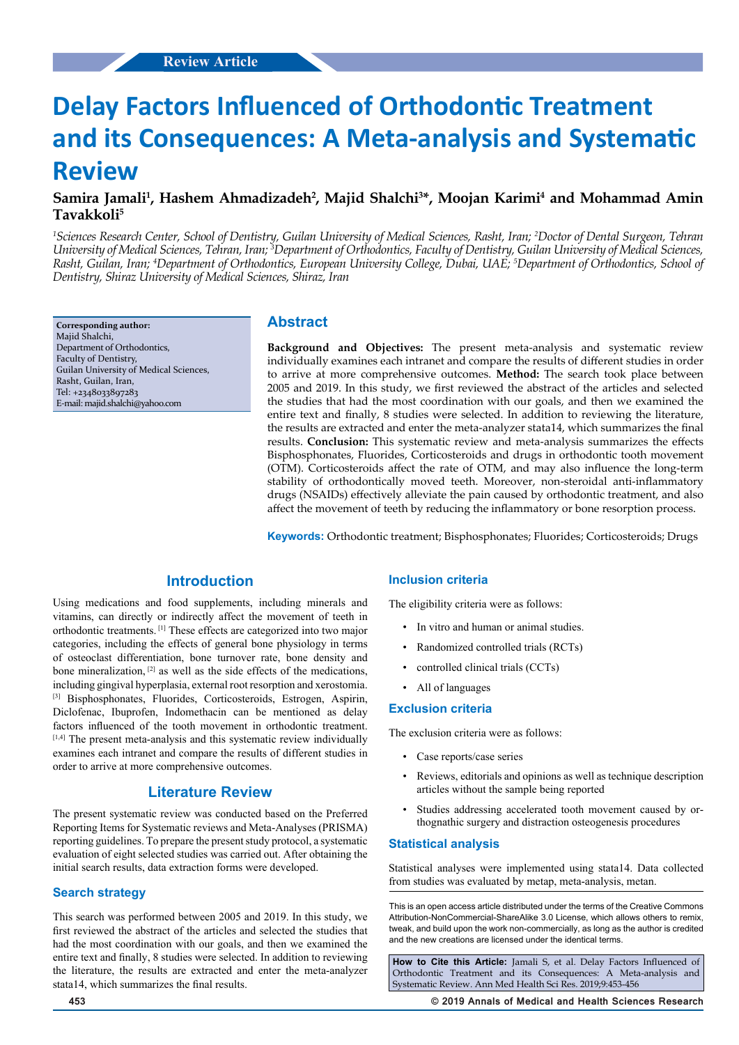Review Article

# Delay Factors Influenced of Orthodontic Treatment and its Consequences: A Meta-analysis and Systematic Review

**Samira Jamali[1], Hashem Ahmadizadeh[2], Majid Shalchi[3]*, Moojan Karimi[4] and Mohammad Amin Tavakkoli[5]**

*[1]Sciences Research Center, School of Dentistry, Guilan University of Medical Sciences, Rasht, Iran; [2]Doctor of Dental Surgeon, Tehran University of Medical Sciences, Tehran, Iran; [3]Department of Orthodontics, Faculty of Dentistry, Guilan University of Medical Sciences, Rasht, Guilan, Iran; [4]Department of Orthodontics, European University College, Dubai, UAE; [5]Department of Orthodontics, School of Dentistry, Shiraz University of Medical Sciences, Shiraz, Iran*

**Corresponding author:**
Majid Shalchi,
Department of Orthodontics,
Faculty of Dentistry,
Guilan University of Medical Sciences,
Rasht, Guilan, Iran,
Tel: +2348033897283
E-mail: majid.shalchi@yahoo.com

## Abstract

**Background and Objectives:** The present meta-analysis and systematic review individually examines each intranet and compare the results of different studies in order to arrive at more comprehensive outcomes. **Method:** The search took place between 2005 and 2019. In this study, we first reviewed the abstract of the articles and selected the studies that had the most coordination with our goals, and then we examined the entire text and finally, 8 studies were selected. In addition to reviewing the literature, the results are extracted and enter the meta-analyzer stata14, which summarizes the final results. **Conclusion:** This systematic review and meta-analysis summarizes the effects Bisphosphonates, Fluorides, Corticosteroids and drugs in orthodontic tooth movement (OTM). Corticosteroids affect the rate of OTM, and may also influence the long-term stability of orthodontically moved teeth. Moreover, non-steroidal anti-inflammatory drugs (NSAIDs) effectively alleviate the pain caused by orthodontic treatment, and also affect the movement of teeth by reducing the inflammatory or bone resorption process.

**Keywords:** Orthodontic treatment; Bisphosphonates; Fluorides; Corticosteroids; Drugs

## Introduction

Using medications and food supplements, including minerals and vitamins, can directly or indirectly affect the movement of teeth in orthodontic treatments. [1] These effects are categorized into two major categories, including the effects of general bone physiology in terms of osteoclast differentiation, bone turnover rate, bone density and bone mineralization, [2] as well as the side effects of the medications, including gingival hyperplasia, external root resorption and xerostomia. [3] Bisphosphonates, Fluorides, Corticosteroids, Estrogen, Aspirin, Diclofenac, Ibuprofen, Indomethacin can be mentioned as delay factors influenced of the tooth movement in orthodontic treatment. [1,4] The present meta-analysis and this systematic review individually examines each intranet and compare the results of different studies in order to arrive at more comprehensive outcomes.

## Literature Review

The present systematic review was conducted based on the Preferred Reporting Items for Systematic reviews and Meta-Analyses (PRISMA) reporting guidelines. To prepare the present study protocol, a systematic evaluation of eight selected studies was carried out. After obtaining the initial search results, data extraction forms were developed.

### Search strategy

This search was performed between 2005 and 2019. In this study, we first reviewed the abstract of the articles and selected the studies that had the most coordination with our goals, and then we examined the entire text and finally, 8 studies were selected. In addition to reviewing the literature, the results are extracted and enter the meta-analyzer stata14, which summarizes the final results.

### Inclusion criteria

The eligibility criteria were as follows:

- In vitro and human or animal studies.
- Randomized controlled trials (RCTs)
- controlled clinical trials (CCTs)
- All of languages

### Exclusion criteria

The exclusion criteria were as follows:

- Case reports/case series
- Reviews, editorials and opinions as well as technique description articles without the sample being reported
- Studies addressing accelerated tooth movement caused by orthognathic surgery and distraction osteogenesis procedures

### Statistical analysis

Statistical analyses were implemented using stata14. Data collected from studies was evaluated by metap, meta-analysis, metan.

This is an open access article distributed under the terms of the Creative Commons Attribution-NonCommercial-ShareAlike 3.0 License, which allows others to remix, tweak, and build upon the work non-commercially, as long as the author is credited and the new creations are licensed under the identical terms.

**How to Cite this Article:** Jamali S, et al. Delay Factors Influenced of Orthodontic Treatment and its Consequences: A Meta-analysis and Systematic Review. Ann Med Health Sci Res. 2019;9:453-456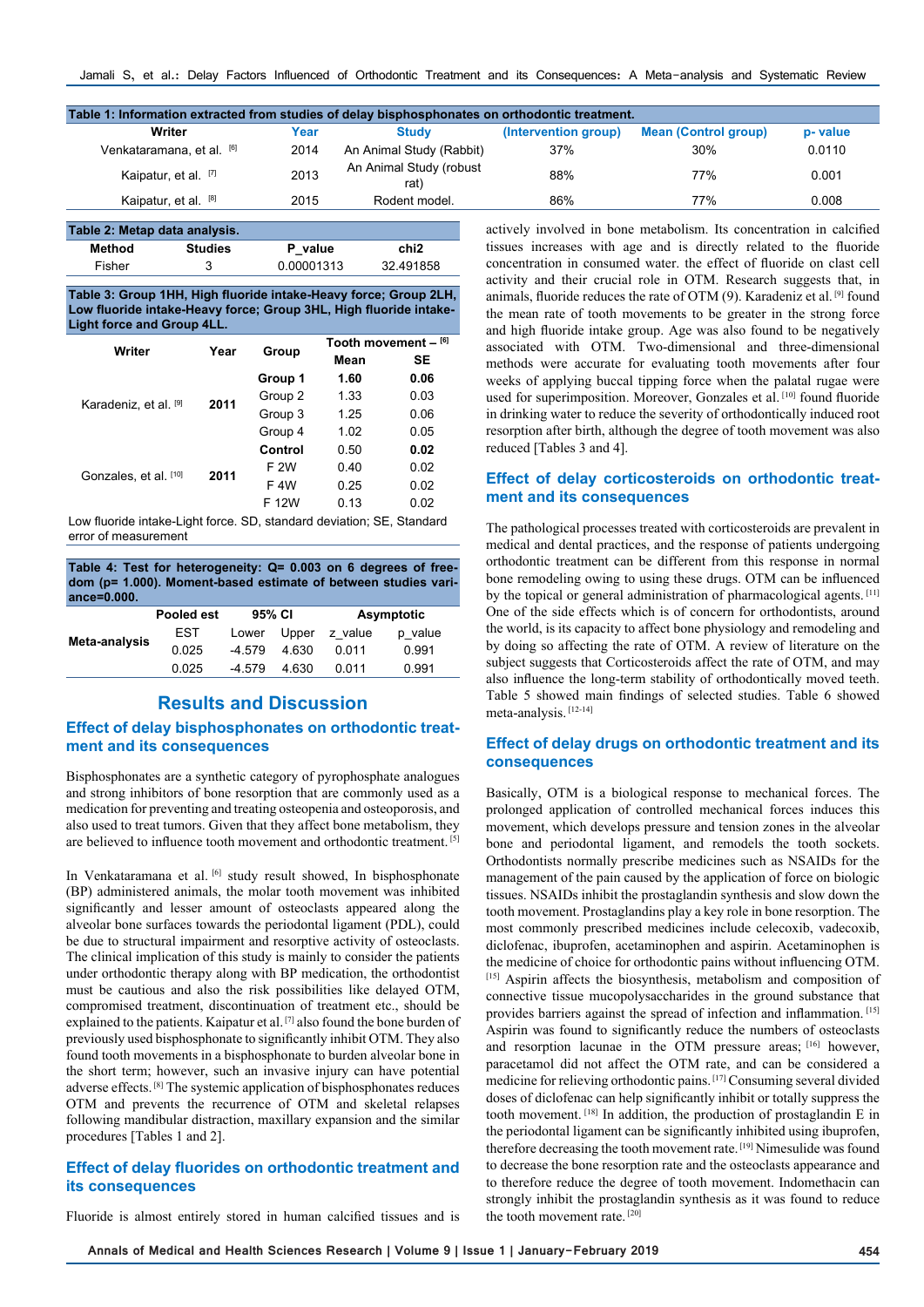**Table 1: Information extracted from studies of delay bisphosphonates on orthodontic treatment.**

| Writer | Year | Study | (Intervention group) | Mean (Control group) | p- value |
|---|---|---|---|---|---|
| Venkataramana, et al. [6] | 2014 | An Animal Study (Rabbit) | 37% | 30% | 0.0110 |
| Kaipatur, et al. [7] | 2013 | An Animal Study (robust rat) | 88% | 77% | 0.001 |
| Kaipatur, et al. [8] | 2015 | Rodent model. | 86% | 77% | 0.008 |

**Table 2: Metap data analysis.**

| Method | Studies | P_value | chi2 |
|---|---|---|---|
| Fisher | 3 | 0.00001313 | 32.491858 |

**Table 3: Group 1HH, High fluoride intake-Heavy force; Group 2LH, Low fluoride intake-Heavy force; Group 3HL, High fluoride intake-Light force and Group 4LL.**

| Writer | Year | Group | Tooth movement – [6] | |
|---|---|---|---|---|
| | | | Mean | SE |
| Karadeniz, et al. [9] | 2011 | **Group 1** | **1.60** | **0.06** |
| | | Group 2 | 1.33 | 0.03 |
| | | Group 3 | 1.25 | 0.06 |
| | | Group 4 | 1.02 | 0.05 |
| Gonzales, et al. [10] | 2011 | **Control** | 0.50 | **0.02** |
| | | F 2W | 0.40 | 0.02 |
| | | F 4W | 0.25 | 0.02 |
| | | F 12W | 0.13 | 0.02 |

Low fluoride intake-Light force. SD, standard deviation; SE, Standard error of measurement

**Table 4: Test for heterogeneity: Q= 0.003 on 6 degrees of freedom (p= 1.000). Moment-based estimate of between studies variance=0.000.**

| | Pooled est | 95% CI | | Asymptotic | |
|---|---|---|---|---|---|
| Meta-analysis | EST | Lower | Upper | z_value | p_value |
| | 0.025 | -4.579 | 4.630 | 0.011 | 0.991 |
| | 0.025 | -4.579 | 4.630 | 0.011 | 0.991 |

## Results and Discussion

### Effect of delay bisphosphonates on orthodontic treatment and its consequences

Bisphosphonates are a synthetic category of pyrophosphate analogues and strong inhibitors of bone resorption that are commonly used as a medication for preventing and treating osteopenia and osteoporosis, and also used to treat tumors. Given that they affect bone metabolism, they are believed to influence tooth movement and orthodontic treatment. [5]

In Venkataramana et al. [6] study result showed, In bisphosphonate (BP) administered animals, the molar tooth movement was inhibited significantly and lesser amount of osteoclasts appeared along the alveolar bone surfaces towards the periodontal ligament (PDL), could be due to structural impairment and resorptive activity of osteoclasts. The clinical implication of this study is mainly to consider the patients under orthodontic therapy along with BP medication, the orthodontist must be cautious and also the risk possibilities like delayed OTM, compromised treatment, discontinuation of treatment etc., should be explained to the patients. Kaipatur et al. [7] also found the bone burden of previously used bisphosphonate to significantly inhibit OTM. They also found tooth movements in a bisphosphonate to burden alveolar bone in the short term; however, such an invasive injury can have potential adverse effects. [8] The systemic application of bisphosphonates reduces OTM and prevents the recurrence of OTM and skeletal relapses following mandibular distraction, maxillary expansion and the similar procedures [Tables 1 and 2].

### Effect of delay fluorides on orthodontic treatment and its consequences

Fluoride is almost entirely stored in human calcified tissues and is actively involved in bone metabolism. Its concentration in calcified tissues increases with age and is directly related to the fluoride concentration in consumed water. the effect of fluoride on clast cell activity and their crucial role in OTM. Research suggests that, in animals, fluoride reduces the rate of OTM (9). Karadeniz et al. [9] found the mean rate of tooth movements to be greater in the strong force and high fluoride intake group. Age was also found to be negatively associated with OTM. Two-dimensional and three-dimensional methods were accurate for evaluating tooth movements after four weeks of applying buccal tipping force when the palatal rugae were used for superimposition. Moreover, Gonzales et al. [10] found fluoride in drinking water to reduce the severity of orthodontically induced root resorption after birth, although the degree of tooth movement was also reduced [Tables 3 and 4].

### Effect of delay corticosteroids on orthodontic treatment and its consequences

The pathological processes treated with corticosteroids are prevalent in medical and dental practices, and the response of patients undergoing orthodontic treatment can be different from this response in normal bone remodeling owing to using these drugs. OTM can be influenced by the topical or general administration of pharmacological agents. [11] One of the side effects which is of concern for orthodontists, around the world, is its capacity to affect bone physiology and remodeling and by doing so affecting the rate of OTM. A review of literature on the subject suggests that Corticosteroids affect the rate of OTM, and may also influence the long-term stability of orthodontically moved teeth. Table 5 showed main findings of selected studies. Table 6 showed meta-analysis. [12-14]

### Effect of delay drugs on orthodontic treatment and its consequences

Basically, OTM is a biological response to mechanical forces. The prolonged application of controlled mechanical forces induces this movement, which develops pressure and tension zones in the alveolar bone and periodontal ligament, and remodels the tooth sockets. Orthodontists normally prescribe medicines such as NSAIDs for the management of the pain caused by the application of force on biologic tissues. NSAIDs inhibit the prostaglandin synthesis and slow down the tooth movement. Prostaglandins play a key role in bone resorption. The most commonly prescribed medicines include celecoxib, vadecoxib, diclofenac, ibuprofen, acetaminophen and aspirin. Acetaminophen is the medicine of choice for orthodontic pains without influencing OTM. [15] Aspirin affects the biosynthesis, metabolism and composition of connective tissue mucopolysaccharides in the ground substance that provides barriers against the spread of infection and inflammation. [15] Aspirin was found to significantly reduce the numbers of osteoclasts and resorption lacunae in the OTM pressure areas; [16] however, paracetamol did not affect the OTM rate, and can be considered a medicine for relieving orthodontic pains. [17] Consuming several divided doses of diclofenac can help significantly inhibit or totally suppress the tooth movement. [18] In addition, the production of prostaglandin E in the periodontal ligament can be significantly inhibited using ibuprofen, therefore decreasing the tooth movement rate. [19] Nimesulide was found to decrease the bone resorption rate and the osteoclasts appearance and to therefore reduce the degree of tooth movement. Indomethacin can strongly inhibit the prostaglandin synthesis as it was found to reduce the tooth movement rate. [20]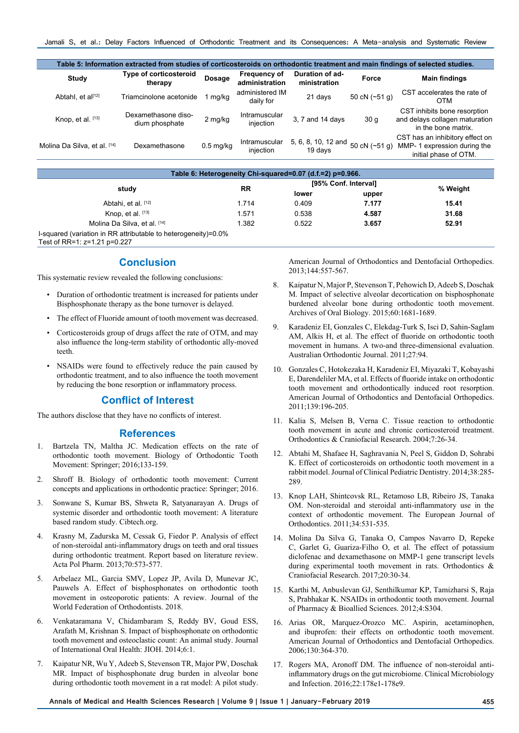**Table 5: Information extracted from studies of corticosteroids on orthodontic treatment and main findings of selected studies.**

| Study | Type of corticosteroid therapy | Dosage | Frequency of administration | Duration of administration | Force | Main findings |
|---|---|---|---|---|---|---|
| Abtahl, et al[12] | Triamcinolone acetonide | 1 mg/kg | administered IM daily for | 21 days | 50 cN (~51 g) | CST accelerates the rate of OTM |
| Knop, et al. [13] | Dexamethasone disodium phosphate | 2 mg/kg | Intramuscular injection | 3, 7 and 14 days | 30 g | CST inhibits bone resorption and delays collagen maturation in the bone matrix. |
| Molina Da Silva, et al. [14] | Dexamethasone | 0.5 mg/kg | Intramuscular injection | 5, 6, 8, 10, 12 and 19 days | 50 cN (~51 g) | CST has an inhibitory effect on MMP- 1 expression during the initial phase of OTM. |

**Table 6: Heterogeneity Chi-squared=0.07 (d.f.=2) p=0.966.**

| study | RR | [95% Conf. Interval] | | % Weight |
|---|---|---|---|---|
| | | lower | upper | |
| Abtahi, et al. [12] | 1.714 | 0.409 | **7.177** | **15.41** |
| Knop, et al. [13] | 1.571 | 0.538 | **4.587** | **31.68** |
| Molina Da Silva, et al. [14] | 1.382 | 0.522 | **3.657** | **52.91** |

I-squared (variation in RR attributable to heterogeneity)=0.0%
Test of RR=1: z=1.21 p=0.227

## Conclusion

This systematic review revealed the following conclusions:

- Duration of orthodontic treatment is increased for patients under Bisphosphonate therapy as the bone turnover is delayed.
- The effect of Fluoride amount of tooth movement was decreased.
- Corticosteroids group of drugs affect the rate of OTM, and may also influence the long-term stability of orthodontic ally-moved teeth.
- NSAIDs were found to effectively reduce the pain caused by orthodontic treatment, and to also influence the tooth movement by reducing the bone resorption or inflammatory process.

## Conflict of Interest

The authors disclose that they have no conflicts of interest.

## References

1. Bartzela TN, Maltha JC. Medication effects on the rate of orthodontic tooth movement. Biology of Orthodontic Tooth Movement: Springer; 2016;133-159.
2. Shroff B. Biology of orthodontic tooth movement: Current concepts and applications in orthodontic practice: Springer; 2016.
3. Sonwane S, Kumar BS, Shweta R, Satyanarayan A. Drugs of systemic disorder and orthodontic tooth movement: A literature based random study. Cibtech.org.
4. Krasny M, Zadurska M, Cessak G, Fiedor P. Analysis of effect of non-steroidal anti-inflammatory drugs on teeth and oral tissues during orthodontic treatment. Report based on literature review. Acta Pol Pharm. 2013;70:573-577.
5. Arbelaez ML, Garcia SMV, Lopez JP, Avila D, Munevar JC, Pauwels A. Effect of bisphosphonates on orthodontic tooth movement in osteoporotic patients: A review. Journal of the World Federation of Orthodontists. 2018.
6. Venkataramana V, Chidambaram S, Reddy BV, Goud ESS, Arafath M, Krishnan S. Impact of bisphosphonate on orthodontic tooth movement and osteoclastic count: An animal study. Journal of International Oral Health: JIOH. 2014;6:1.
7. Kaipatur NR, Wu Y, Adeeb S, Stevenson TR, Major PW, Doschak MR. Impact of bisphosphonate drug burden in alveolar bone during orthodontic tooth movement in a rat model: A pilot study. American Journal of Orthodontics and Dentofacial Orthopedics. 2013;144:557-567.
8. Kaipatur N, Major P, Stevenson T, Pehowich D, Adeeb S, Doschak M. Impact of selective alveolar decortication on bisphosphonate burdened alveolar bone during orthodontic tooth movement. Archives of Oral Biology. 2015;60:1681-1689.
9. Karadeniz EI, Gonzales C, Elekdag-Turk S, Isci D, Sahin-Saglam AM, Alkis H, et al. The effect of fluoride on orthodontic tooth movement in humans. A two-and three-dimensional evaluation. Australian Orthodontic Journal. 2011;27:94.
10. Gonzales C, Hotokezaka H, Karadeniz EI, Miyazaki T, Kobayashi E, Darendeliler MA, et al. Effects of fluoride intake on orthodontic tooth movement and orthodontically induced root resorption. American Journal of Orthodontics and Dentofacial Orthopedics. 2011;139:196-205.
11. Kalia S, Melsen B, Verna C. Tissue reaction to orthodontic tooth movement in acute and chronic corticosteroid treatment. Orthodontics & Craniofacial Research. 2004;7:26-34.
12. Abtahi M, Shafaee H, Saghravania N, Peel S, Giddon D, Sohrabi K. Effect of corticosteroids on orthodontic tooth movement in a rabbit model. Journal of Clinical Pediatric Dentistry. 2014;38:285-289.
13. Knop LAH, Shintcovsk RL, Retamoso LB, Ribeiro JS, Tanaka OM. Non-steroidal and steroidal anti-inflammatory use in the context of orthodontic movement. The European Journal of Orthodontics. 2011;34:531-535.
14. Molina Da Silva G, Tanaka O, Campos Navarro D, Repeke C, Garlet G, Guariza-Filho O, et al. The effect of potassium diclofenac and dexamethasone on MMP-1 gene transcript levels during experimental tooth movement in rats. Orthodontics & Craniofacial Research. 2017;20:30-34.
15. Karthi M, Anbuslevan GJ, Senthilkumar KP, Tamizharsi S, Raja S, Prabhakar K. NSAIDs in orthodontic tooth movement. Journal of Pharmacy & Bioallied Sciences. 2012;4:S304.
16. Arias OR, Marquez-Orozco MC. Aspirin, acetaminophen, and ibuprofen: their effects on orthodontic tooth movement. American Journal of Orthodontics and Dentofacial Orthopedics. 2006;130:364-370.
17. Rogers MA, Aronoff DM. The influence of non-steroidal anti-inflammatory drugs on the gut microbiome. Clinical Microbiology and Infection. 2016;22:178e1-178e9.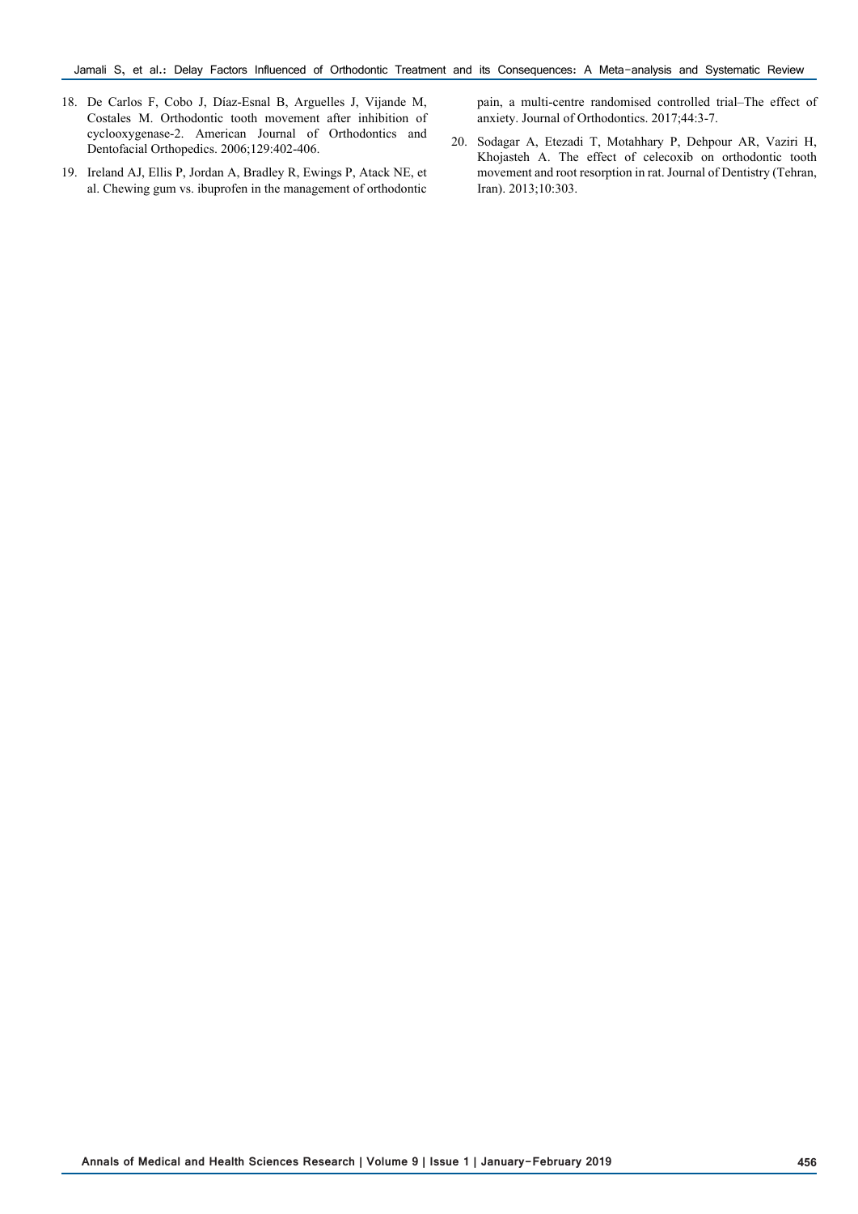18. De Carlos F, Cobo J, Díaz-Esnal B, Arguelles J, Vijande M, Costales M. Orthodontic tooth movement after inhibition of cyclooxygenase-2. American Journal of Orthodontics and Dentofacial Orthopedics. 2006;129:402-406.

19. Ireland AJ, Ellis P, Jordan A, Bradley R, Ewings P, Atack NE, et al. Chewing gum vs. ibuprofen in the management of orthodontic pain, a multi-centre randomised controlled trial–The effect of anxiety. Journal of Orthodontics. 2017;44:3-7.

20. Sodagar A, Etezadi T, Motahhary P, Dehpour AR, Vaziri H, Khojasteh A. The effect of celecoxib on orthodontic tooth movement and root resorption in rat. Journal of Dentistry (Tehran, Iran). 2013;10:303.